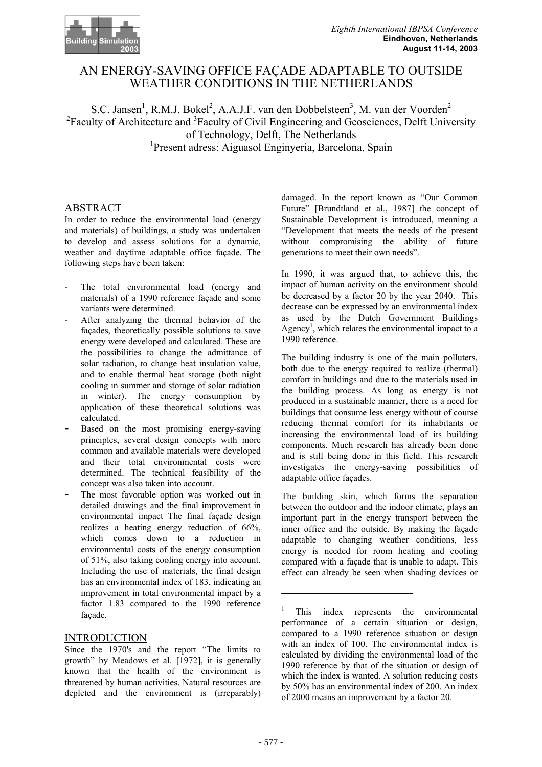# AN ENERGY-SAVING OFFICE FAÇADE ADAPTABLE TO OUTSIDE WEATHER CONDITIONS IN THE NETHERLANDS

S.C. Jansen[1], R.M.J. Bokel[2], A.A.J.F. van den Dobbelsteen[3], M. van der Voorden[2]
[2]Faculty of Architecture and [3]Faculty of Civil Engineering and Geosciences, Delft University of Technology, Delft, The Netherlands
[1]Present adress: Aiguasol Enginyeria, Barcelona, Spain

## ABSTRACT

In order to reduce the environmental load (energy and materials) of buildings, a study was undertaken to develop and assess solutions for a dynamic, weather and daytime adaptable office façade. The following steps have been taken:

- The total environmental load (energy and materials) of a 1990 reference façade and some variants were determined.
- After analyzing the thermal behavior of the façades, theoretically possible solutions to save energy were developed and calculated. These are the possibilities to change the admittance of solar radiation, to change heat insulation value, and to enable thermal heat storage (both night cooling in summer and storage of solar radiation in winter). The energy consumption by application of these theoretical solutions was calculated.
- Based on the most promising energy-saving principles, several design concepts with more common and available materials were developed and their total environmental costs were determined. The technical feasibility of the concept was also taken into account.
- The most favorable option was worked out in detailed drawings and the final improvement in environmental impact The final façade design realizes a heating energy reduction of 66%, which comes down to a reduction in environmental costs of the energy consumption of 51%, also taking cooling energy into account. Including the use of materials, the final design has an environmental index of 183, indicating an improvement in total environmental impact by a factor 1.83 compared to the 1990 reference façade.

## INTRODUCTION

Since the 1970's and the report "The limits to growth" by Meadows et al. [1972], it is generally known that the health of the environment is threatened by human activities. Natural resources are depleted and the environment is (irreparably) damaged. In the report known as "Our Common Future" [Brundtland et al., 1987] the concept of Sustainable Development is introduced, meaning a "Development that meets the needs of the present without compromising the ability of future generations to meet their own needs".

In 1990, it was argued that, to achieve this, the impact of human activity on the environment should be decreased by a factor 20 by the year 2040. This decrease can be expressed by an environmental index as used by the Dutch Government Buildings Agency[1], which relates the environmental impact to a 1990 reference.

The building industry is one of the main polluters, both due to the energy required to realize (thermal) comfort in buildings and due to the materials used in the building process. As long as energy is not produced in a sustainable manner, there is a need for buildings that consume less energy without of course reducing thermal comfort for its inhabitants or increasing the environmental load of its building components. Much research has already been done and is still being done in this field. This research investigates the energy-saving possibilities of adaptable office façades.

The building skin, which forms the separation between the outdoor and the indoor climate, plays an important part in the energy transport between the inner office and the outside. By making the façade adaptable to changing weather conditions, less energy is needed for room heating and cooling compared with a façade that is unable to adapt. This effect can already be seen when shading devices or

[1] This index represents the environmental performance of a certain situation or design, compared to a 1990 reference situation or design with an index of 100. The environmental index is calculated by dividing the environmental load of the 1990 reference by that of the situation or design of which the index is wanted. A solution reducing costs by 50% has an environmental index of 200. An index of 2000 means an improvement by a factor 20.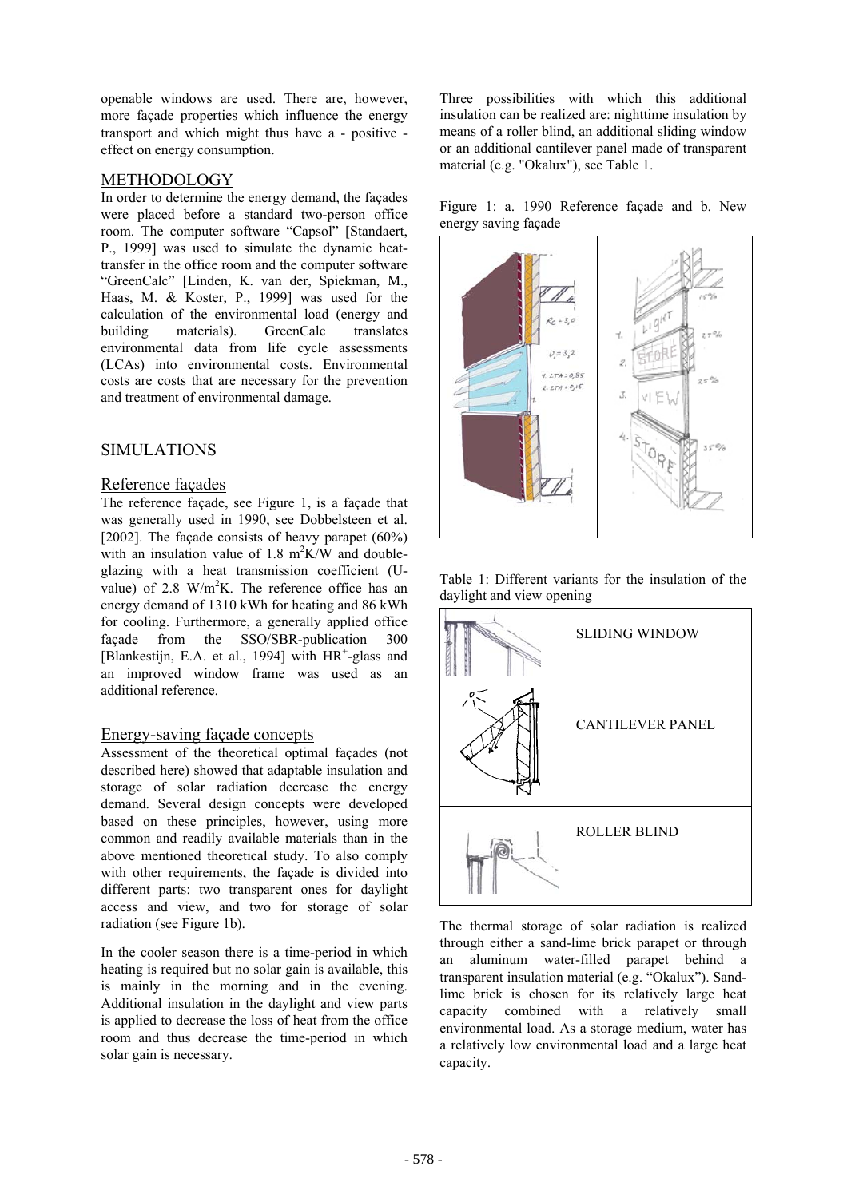openable windows are used. There are, however, more façade properties which influence the energy transport and which might thus have a - positive - effect on energy consumption.

## METHODOLOGY

In order to determine the energy demand, the façades were placed before a standard two-person office room. The computer software "Capsol" [Standaert, P., 1999] was used to simulate the dynamic heat-transfer in the office room and the computer software "GreenCalc" [Linden, K. van der, Spiekman, M., Haas, M. & Koster, P., 1999] was used for the calculation of the environmental load (energy and building materials). GreenCalc translates environmental data from life cycle assessments (LCAs) into environmental costs. Environmental costs are costs that are necessary for the prevention and treatment of environmental damage.

## SIMULATIONS

### Reference façades

The reference façade, see Figure 1, is a façade that was generally used in 1990, see Dobbelsteen et al. [2002]. The façade consists of heavy parapet (60%) with an insulation value of 1.8 $m^2K/W$ and double-glazing with a heat transmission coefficient (U-value) of 2.8 $W/m^2K$. The reference office has an energy demand of 1310 kWh for heating and 86 kWh for cooling. Furthermore, a generally applied office façade from the SSO/SBR-publication 300 [Blankestijn, E.A. et al., 1994] with $HR^+$-glass and an improved window frame was used as an additional reference.

### Energy-saving façade concepts

Assessment of the theoretical optimal façades (not described here) showed that adaptable insulation and storage of solar radiation decrease the energy demand. Several design concepts were developed based on these principles, however, using more common and readily available materials than in the above mentioned theoretical study. To also comply with other requirements, the façade is divided into different parts: two transparent ones for daylight access and view, and two for storage of solar radiation (see Figure 1b).

In the cooler season there is a time-period in which heating is required but no solar gain is available, this is mainly in the morning and in the evening. Additional insulation in the daylight and view parts is applied to decrease the loss of heat from the office room and thus decrease the time-period in which solar gain is necessary.

Three possibilities with which this additional insulation can be realized are: nighttime insulation by means of a roller blind, an additional sliding window or an additional cantilever panel made of transparent material (e.g. "Okalux"), see Table 1.

Figure 1: a. 1990 Reference façade and b. New energy saving façade

Table 1: Different variants for the insulation of the daylight and view opening

| | |
|---|---|
| | SLIDING WINDOW |
| | CANTILEVER PANEL |
| | ROLLER BLIND |

The thermal storage of solar radiation is realized through either a sand-lime brick parapet or through an aluminum water-filled parapet behind a transparent insulation material (e.g. "Okalux"). Sand-lime brick is chosen for its relatively large heat capacity combined with a relatively small environmental load. As a storage medium, water has a relatively low environmental load and a large heat capacity.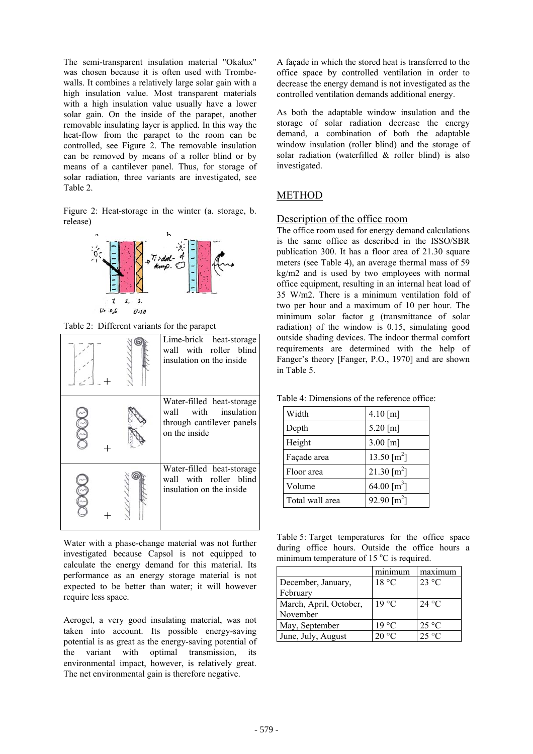The semi-transparent insulation material "Okalux" was chosen because it is often used with Trombe-walls. It combines a relatively large solar gain with a high insulation value. Most transparent materials with a high insulation value usually have a lower solar gain. On the inside of the parapet, another removable insulating layer is applied. In this way the heat-flow from the parapet to the room can be controlled, see Figure 2. The removable insulation can be removed by means of a roller blind or by means of a cantilever panel. Thus, for storage of solar radiation, three variants are investigated, see Table 2.

Figure 2: Heat-storage in the winter (a. storage, b. release)

Table 2: Different variants for the parapet

| | |
|---|---|
| | Lime-brick heat-storage wall with roller blind insulation on the inside |
| | Water-filled heat-storage wall with insulation through cantilever panels on the inside |
| | Water-filled heat-storage wall with roller blind insulation on the inside |

Water with a phase-change material was not further investigated because Capsol is not equipped to calculate the energy demand for this material. Its performance as an energy storage material is not expected to be better than water; it will however require less space.

Aerogel, a very good insulating material, was not taken into account. Its possible energy-saving potential is as great as the energy-saving potential of the variant with optimal transmission, its environmental impact, however, is relatively great. The net environmental gain is therefore negative.

A façade in which the stored heat is transferred to the office space by controlled ventilation in order to decrease the energy demand is not investigated as the controlled ventilation demands additional energy.

As both the adaptable window insulation and the storage of solar radiation decrease the energy demand, a combination of both the adaptable window insulation (roller blind) and the storage of solar radiation (waterfilled & roller blind) is also investigated.

## METHOD

### Description of the office room

The office room used for energy demand calculations is the same office as described in the ISSO/SBR publication 300. It has a floor area of 21.30 square meters (see Table 4), an average thermal mass of 59 kg/m2 and is used by two employees with normal office equipment, resulting in an internal heat load of 35 W/m2. There is a minimum ventilation fold of two per hour and a maximum of 10 per hour. The minimum solar factor g (transmittance of solar radiation) of the window is 0.15, simulating good outside shading devices. The indoor thermal comfort requirements are determined with the help of Fanger's theory [Fanger, P.O., 1970] and are shown in Table 5.

Table 4: Dimensions of the reference office:

| | |
|---|---|
| Width | 4.10 [m] |
| Depth | 5.20 [m] |
| Height | 3.00 [m] |
| Façade area | 13.50 [$m^2$] |
| Floor area | 21.30 [$m^2$] |
| Volume | 64.00 [$m^3$] |
| Total wall area | 92.90 [$m^2$] |

Table 5: Target temperatures for the office space during office hours. Outside the office hours a minimum temperature of 15 °C is required.

| | minimum | maximum |
|---|---|---|
| December, January, February | 18 °C | 23 °C |
| March, April, October, November | 19 °C | 24 °C |
| May, September | 19 °C | 25 °C |
| June, July, August | 20 °C | 25 °C |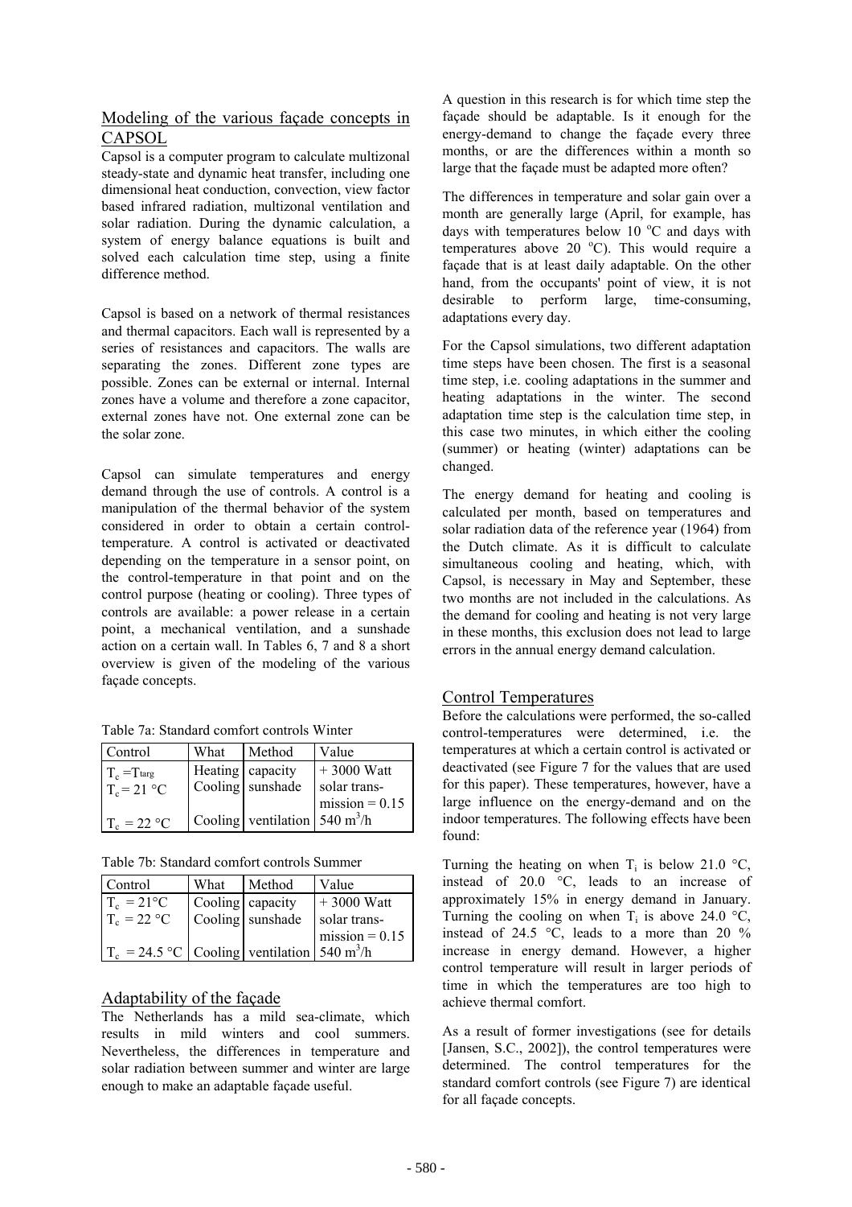## Modeling of the various façade concepts in CAPSOL

Capsol is a computer program to calculate multizonal steady-state and dynamic heat transfer, including one dimensional heat conduction, convection, view factor based infrared radiation, multizonal ventilation and solar radiation. During the dynamic calculation, a system of energy balance equations is built and solved each calculation time step, using a finite difference method.

Capsol is based on a network of thermal resistances and thermal capacitors. Each wall is represented by a series of resistances and capacitors. The walls are separating the zones. Different zone types are possible. Zones can be external or internal. Internal zones have a volume and therefore a zone capacitor, external zones have not. One external zone can be the solar zone.

Capsol can simulate temperatures and energy demand through the use of controls. A control is a manipulation of the thermal behavior of the system considered in order to obtain a certain control-temperature. A control is activated or deactivated depending on the temperature in a sensor point, on the control-temperature in that point and on the control purpose (heating or cooling). Three types of controls are available: a power release in a certain point, a mechanical ventilation, and a sunshade action on a certain wall. In Tables 6, 7 and 8 a short overview is given of the modeling of the various façade concepts.

Table 7a: Standard comfort controls Winter

| Control | What | Method | Value |
|---|---|---|---|
| $T_c = T_{targ}$ | Heating | capacity | + 3000 Watt |
| $T_c = 21$ °C | Cooling | sunshade | solar trans-mission = 0.15 |
| $T_c = 22$ °C | Cooling | ventilation | 540 $m^3$/h |

Table 7b: Standard comfort controls Summer

| Control | What | Method | Value |
|---|---|---|---|
| $T_c = 21$°C | Cooling | capacity | + 3000 Watt |
| $T_c = 22$ °C | Cooling | sunshade | solar trans-mission = 0.15 |
| $T_c = 24.5$ °C | Cooling | ventilation | 540 $m^3$/h |

## Adaptability of the façade

The Netherlands has a mild sea-climate, which results in mild winters and cool summers. Nevertheless, the differences in temperature and solar radiation between summer and winter are large enough to make an adaptable façade useful.

A question in this research is for which time step the façade should be adaptable. Is it enough for the energy-demand to change the façade every three months, or are the differences within a month so large that the façade must be adapted more often?

The differences in temperature and solar gain over a month are generally large (April, for example, has days with temperatures below 10 °C and days with temperatures above 20 °C). This would require a façade that is at least daily adaptable. On the other hand, from the occupants' point of view, it is not desirable to perform large, time-consuming, adaptations every day.

For the Capsol simulations, two different adaptation time steps have been chosen. The first is a seasonal time step, i.e. cooling adaptations in the summer and heating adaptations in the winter. The second adaptation time step is the calculation time step, in this case two minutes, in which either the cooling (summer) or heating (winter) adaptations can be changed.

The energy demand for heating and cooling is calculated per month, based on temperatures and solar radiation data of the reference year (1964) from the Dutch climate. As it is difficult to calculate simultaneous cooling and heating, which, with Capsol, is necessary in May and September, these two months are not included in the calculations. As the demand for cooling and heating is not very large in these months, this exclusion does not lead to large errors in the annual energy demand calculation.

## Control Temperatures

Before the calculations were performed, the so-called control-temperatures were determined, i.e. the temperatures at which a certain control is activated or deactivated (see Figure 7 for the values that are used for this paper). These temperatures, however, have a large influence on the energy-demand and on the indoor temperatures. The following effects have been found:

Turning the heating on when $T_i$ is below 21.0 °C, instead of 20.0 °C, leads to an increase of approximately 15% in energy demand in January. Turning the cooling on when $T_i$ is above 24.0 °C, instead of 24.5 °C, leads to a more than 20 % increase in energy demand. However, a higher control temperature will result in larger periods of time in which the temperatures are too high to achieve thermal comfort.

As a result of former investigations (see for details [Jansen, S.C., 2002]), the control temperatures were determined. The control temperatures for the standard comfort controls (see Figure 7) are identical for all façade concepts.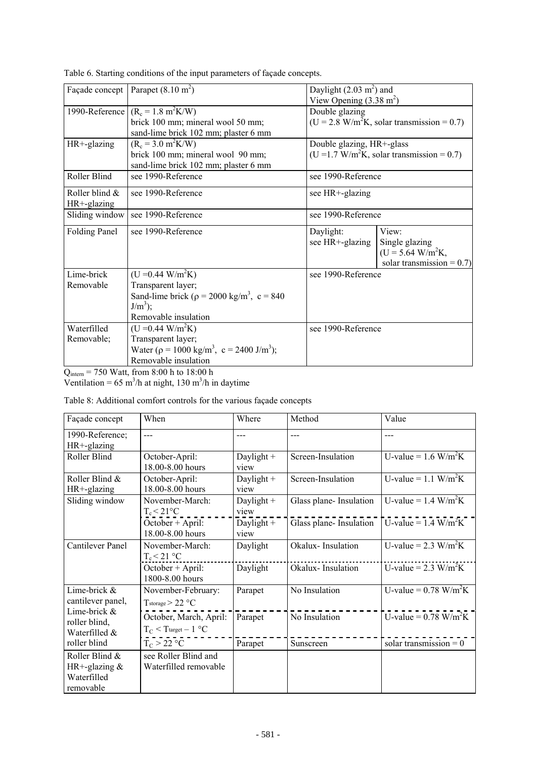Table 6. Starting conditions of the input parameters of façade concepts.

| Façade concept | Parapet (8.10 $m^2$) | Daylight (2.03 $m^2$) and View Opening (3.38 $m^2$) | |
|---|---|---|---|
| 1990-Reference | ($R_c$ = 1.8 $m^2K/W$) brick 100 mm; mineral wool 50 mm; sand-lime brick 102 mm; plaster 6 mm | Double glazing (U = 2.8 $W/m^2K$, solar transmission = 0.7) | |
| HR+-glazing | ($R_c$ = 3.0 $m^2K/W$) brick 100 mm; mineral wool 90 mm; sand-lime brick 102 mm; plaster 6 mm | Double glazing, HR+-glass (U =1.7 $W/m^2K$, solar transmission = 0.7) | |
| Roller Blind | see 1990-Reference | see 1990-Reference | |
| Roller blind & HR+-glazing | see 1990-Reference | see HR+-glazing | |
| Sliding window | see 1990-Reference | see 1990-Reference | |
| Folding Panel | see 1990-Reference | Daylight: see HR+-glazing | View: Single glazing (U = 5.64 $W/m^2K$, solar transmission = 0.7) |
| Lime-brick Removable | (U =0.44 $W/m^2K$) Transparent layer; Sand-lime brick ($\rho$ = 2000 $kg/m^3$, c = 840 $J/m^3$); Removable insulation | see 1990-Reference | |
| Waterfilled Removable; | (U =0.44 $W/m^2K$) Transparent layer; Water ($\rho$ = 1000 $kg/m^3$, c = 2400 $J/m^3$); Removable insulation | see 1990-Reference | |

$Q_{intern}$ = 750 Watt, from 8:00 h to 18:00 h
Ventilation = 65 $m^3/h$ at night, 130 $m^3/h$ in daytime

Table 8: Additional comfort controls for the various façade concepts

| Façade concept | When | Where | Method | Value |
|---|---|---|---|---|
| 1990-Reference; HR+-glazing | --- | --- | --- | --- |
| Roller Blind | October-April: 18.00-8.00 hours | Daylight + view | Screen-Insulation | U-value = 1.6 $W/m^2K$ |
| Roller Blind & HR+-glazing | October-April: 18.00-8.00 hours | Daylight + view | Screen-Insulation | U-value = 1.1 $W/m^2K$ |
| Sliding window | November-March: $T_c$ < 21°C | Daylight + view | Glass plane- Insulation | U-value = 1.4 $W/m^2K$ |
| | October + April: 18.00-8.00 hours | Daylight + view | Glass plane- Insulation | U-value = 1.4 $W/m^2K$ |
| Cantilever Panel | November-March: $T_c$ < 21 °C | Daylight | Okalux- Insulation | U-value = 2.3 $W/m^2K$ |
| | October + April: 1800-8.00 hours | Daylight | Okalux- Insulation | U-value = 2.3 $W/m^2K$ |
| Lime-brick & cantilever panel, Lime-brick & roller blind, Waterfilled & roller blind | November-February: $T_{storage}$ > 22 °C | Parapet | No Insulation | U-value = 0.78 $W/m^2K$ |
| | October, March, April: $T_C$ < $T_{target}$ – 1 °C | Parapet | No Insulation | U-value = 0.78 $W/m^2K$ |
| | $T_C$ > 22 °C | Parapet | Sunscreen | solar transmission = 0 |
| Roller Blind & HR+-glazing & Waterfilled removable | see Roller Blind and Waterfilled removable | | | |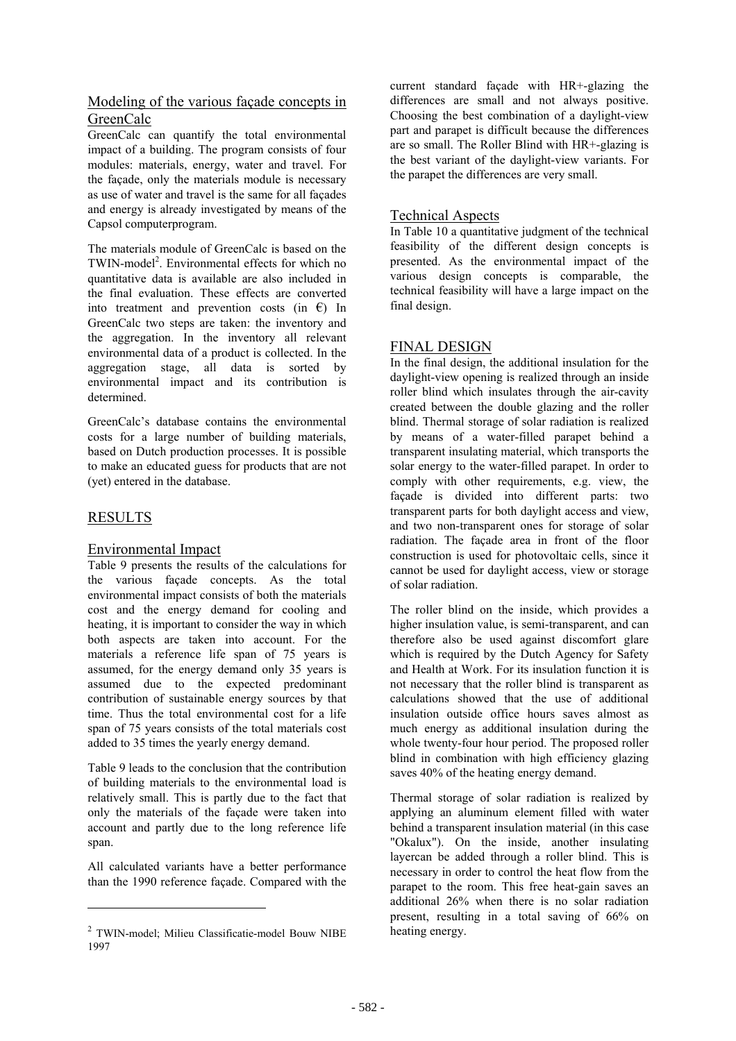## Modeling of the various façade concepts in GreenCalc

GreenCalc can quantify the total environmental impact of a building. The program consists of four modules: materials, energy, water and travel. For the façade, only the materials module is necessary as use of water and travel is the same for all façades and energy is already investigated by means of the Capsol computerprogram.

The materials module of GreenCalc is based on the TWIN-model[2]. Environmental effects for which no quantitative data is available are also included in the final evaluation. These effects are converted into treatment and prevention costs (in €) In GreenCalc two steps are taken: the inventory and the aggregation. In the inventory all relevant environmental data of a product is collected. In the aggregation stage, all data is sorted by environmental impact and its contribution is determined.

GreenCalc's database contains the environmental costs for a large number of building materials, based on Dutch production processes. It is possible to make an educated guess for products that are not (yet) entered in the database.

# RESULTS

## Environmental Impact

Table 9 presents the results of the calculations for the various façade concepts. As the total environmental impact consists of both the materials cost and the energy demand for cooling and heating, it is important to consider the way in which both aspects are taken into account. For the materials a reference life span of 75 years is assumed, for the energy demand only 35 years is assumed due to the expected predominant contribution of sustainable energy sources by that time. Thus the total environmental cost for a life span of 75 years consists of the total materials cost added to 35 times the yearly energy demand.

Table 9 leads to the conclusion that the contribution of building materials to the environmental load is relatively small. This is partly due to the fact that only the materials of the façade were taken into account and partly due to the long reference life span.

All calculated variants have a better performance than the 1990 reference façade. Compared with the current standard façade with HR+-glazing the differences are small and not always positive. Choosing the best combination of a daylight-view part and parapet is difficult because the differences are so small. The Roller Blind with HR+-glazing is the best variant of the daylight-view variants. For the parapet the differences are very small.

## Technical Aspects

In Table 10 a quantitative judgment of the technical feasibility of the different design concepts is presented. As the environmental impact of the various design concepts is comparable, the technical feasibility will have a large impact on the final design.

# FINAL DESIGN

In the final design, the additional insulation for the daylight-view opening is realized through an inside roller blind which insulates through the air-cavity created between the double glazing and the roller blind. Thermal storage of solar radiation is realized by means of a water-filled parapet behind a transparent insulating material, which transports the solar energy to the water-filled parapet. In order to comply with other requirements, e.g. view, the façade is divided into different parts: two transparent parts for both daylight access and view, and two non-transparent ones for storage of solar radiation. The façade area in front of the floor construction is used for photovoltaic cells, since it cannot be used for daylight access, view or storage of solar radiation.

The roller blind on the inside, which provides a higher insulation value, is semi-transparent, and can therefore also be used against discomfort glare which is required by the Dutch Agency for Safety and Health at Work. For its insulation function it is not necessary that the roller blind is transparent as calculations showed that the use of additional insulation outside office hours saves almost as much energy as additional insulation during the whole twenty-four hour period. The proposed roller blind in combination with high efficiency glazing saves 40% of the heating energy demand.

Thermal storage of solar radiation is realized by applying an aluminum element filled with water behind a transparent insulation material (in this case "Okalux"). On the inside, another insulating layercan be added through a roller blind. This is necessary in order to control the heat flow from the parapet to the room. This free heat-gain saves an additional 26% when there is no solar radiation present, resulting in a total saving of 66% on heating energy.

---

[2] TWIN-model; Milieu Classificatie-model Bouw NIBE 1997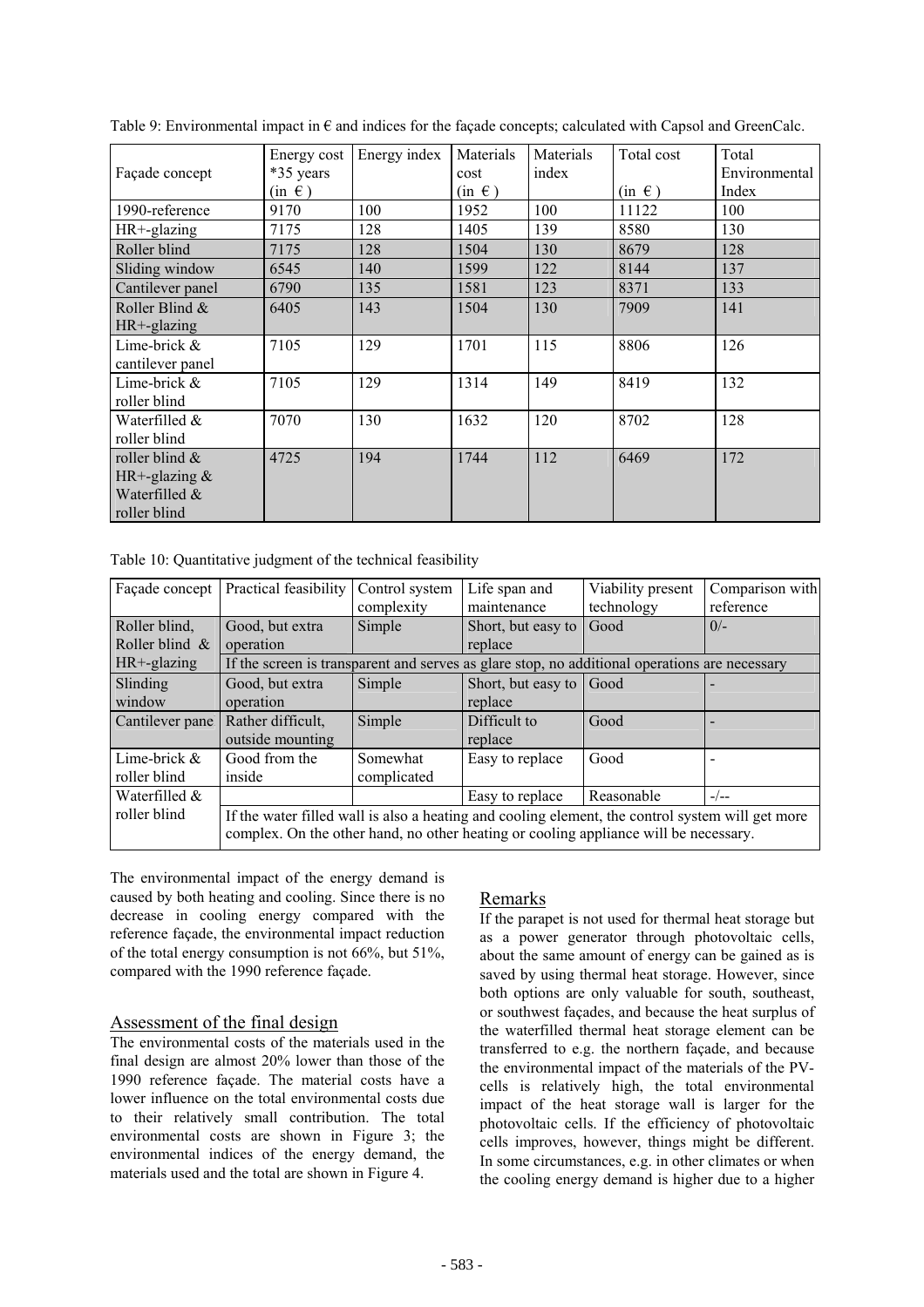Table 9: Environmental impact in € and indices for the façade concepts; calculated with Capsol and GreenCalc.

| Façade concept | Energy cost *35 years (in €) | Energy index | Materials cost (in €) | Materials index | Total cost (in €) | Total Environmental Index |
|---|---|---|---|---|---|---|
| 1990-reference | 9170 | 100 | 1952 | 100 | 11122 | 100 |
| HR+-glazing | 7175 | 128 | 1405 | 139 | 8580 | 130 |
| Roller blind | 7175 | 128 | 1504 | 130 | 8679 | 128 |
| Sliding window | 6545 | 140 | 1599 | 122 | 8144 | 137 |
| Cantilever panel | 6790 | 135 | 1581 | 123 | 8371 | 133 |
| Roller Blind & HR+-glazing | 6405 | 143 | 1504 | 130 | 7909 | 141 |
| Lime-brick & cantilever panel | 7105 | 129 | 1701 | 115 | 8806 | 126 |
| Lime-brick & roller blind | 7105 | 129 | 1314 | 149 | 8419 | 132 |
| Waterfilled & roller blind | 7070 | 130 | 1632 | 120 | 8702 | 128 |
| roller blind & HR+-glazing & Waterfilled & roller blind | 4725 | 194 | 1744 | 112 | 6469 | 172 |

Table 10: Quantitative judgment of the technical feasibility

| Façade concept | Practical feasibility | Control system complexity | Life span and maintenance | Viability present technology | Comparison with reference |
|---|---|---|---|---|---|
| Roller blind, Roller blind & HR+-glazing | Good, but extra operation | Simple | Short, but easy to replace | Good | 0/- |
| | If the screen is transparent and serves as glare stop, no additional operations are necessary | | | | |
| Slinding window | Good, but extra operation | Simple | Short, but easy to replace | Good | - |
| Cantilever pane | Rather difficult, outside mounting | Simple | Difficult to replace | Good | - |
| Lime-brick & roller blind | Good from the inside | Somewhat complicated | Easy to replace | Good | - |
| Waterfilled & roller blind | | | Easy to replace | Reasonable | -/-- |
| | If the water filled wall is also a heating and cooling element, the control system will get more complex. On the other hand, no other heating or cooling appliance will be necessary. | | | | |

The environmental impact of the energy demand is caused by both heating and cooling. Since there is no decrease in cooling energy compared with the reference façade, the environmental impact reduction of the total energy consumption is not 66%, but 51%, compared with the 1990 reference façade.

## Assessment of the final design

The environmental costs of the materials used in the final design are almost 20% lower than those of the 1990 reference façade. The material costs have a lower influence on the total environmental costs due to their relatively small contribution. The total environmental costs are shown in Figure 3; the environmental indices of the energy demand, the materials used and the total are shown in Figure 4.

## Remarks

If the parapet is not used for thermal heat storage but as a power generator through photovoltaic cells, about the same amount of energy can be gained as is saved by using thermal heat storage. However, since both options are only valuable for south, southeast, or southwest façades, and because the heat surplus of the waterfilled thermal heat storage element can be transferred to e.g. the northern façade, and because the environmental impact of the materials of the PV-cells is relatively high, the total environmental impact of the heat storage wall is larger for the photovoltaic cells. If the efficiency of photovoltaic cells improves, however, things might be different. In some circumstances, e.g. in other climates or when the cooling energy demand is higher due to a higher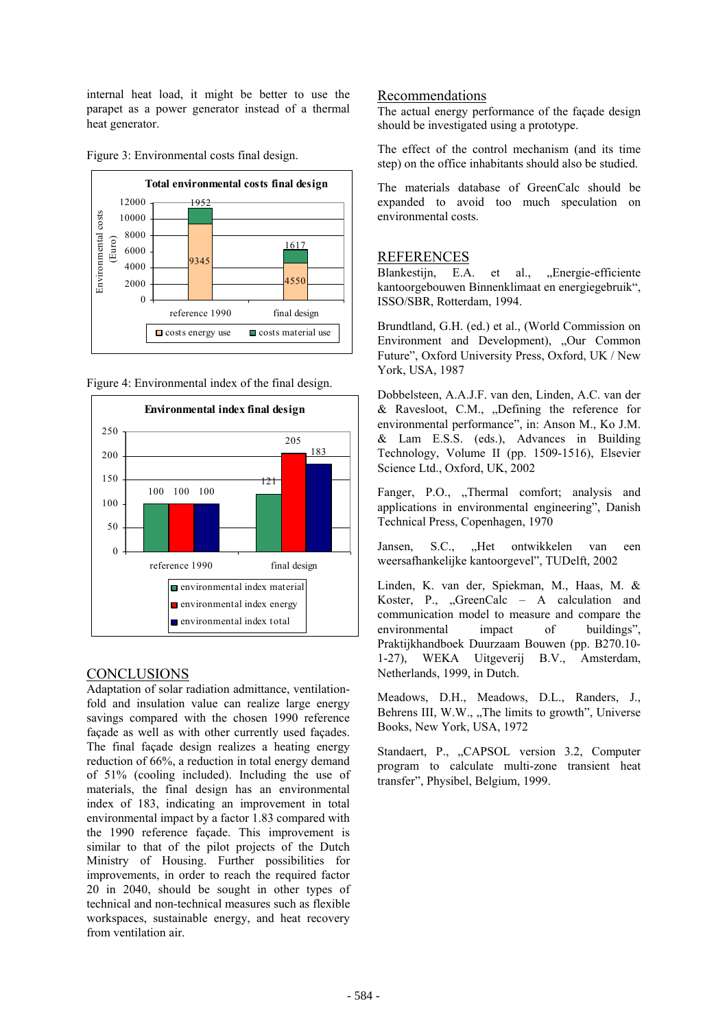internal heat load, it might be better to use the parapet as a power generator instead of a thermal heat generator.

Figure 3: Environmental costs final design.

Total environmental costs final design

Environmental costs (Euro)

12000
10000
8000
6000
4000
2000
0

1952
9345
1617
4550

reference 1990
final design

costs energy use
costs material use

Figure 4: Environmental index of the final design.

Environmental index final design

250
200
150
100
50
0

100 100 100
121
205
183

reference 1990
final design

environmental index material
environmental index energy
environmental index total

## CONCLUSIONS

Adaptation of solar radiation admittance, ventilation-fold and insulation value can realize large energy savings compared with the chosen 1990 reference façade as well as with other currently used façades. The final façade design realizes a heating energy reduction of 66%, a reduction in total energy demand of 51% (cooling included). Including the use of materials, the final design has an environmental index of 183, indicating an improvement in total environmental impact by a factor 1.83 compared with the 1990 reference façade. This improvement is similar to that of the pilot projects of the Dutch Ministry of Housing. Further possibilities for improvements, in order to reach the required factor 20 in 2040, should be sought in other types of technical and non-technical measures such as flexible workspaces, sustainable energy, and heat recovery from ventilation air.

## Recommendations

The actual energy performance of the façade design should be investigated using a prototype.

The effect of the control mechanism (and its time step) on the office inhabitants should also be studied.

The materials database of GreenCalc should be expanded to avoid too much speculation on environmental costs.

## REFERENCES

Blankestijn, E.A. et al., „Energie-efficiente kantoorgebouwen Binnenklimaat en energiegebruik", ISSO/SBR, Rotterdam, 1994.

Brundtland, G.H. (ed.) et al., (World Commission on Environment and Development), „Our Common Future", Oxford University Press, Oxford, UK / New York, USA, 1987

Dobbelsteen, A.A.J.F. van den, Linden, A.C. van der & Ravesloot, C.M., „Defining the reference for environmental performance", in: Anson M., Ko J.M. & Lam E.S.S. (eds.), Advances in Building Technology, Volume II (pp. 1509-1516), Elsevier Science Ltd., Oxford, UK, 2002

Fanger, P.O., „Thermal comfort; analysis and applications in environmental engineering", Danish Technical Press, Copenhagen, 1970

Jansen, S.C., „Het ontwikkelen van een weersafhankelijke kantoorgevel", TUDelft, 2002

Linden, K. van der, Spiekman, M., Haas, M. & Koster, P., „GreenCalc – A calculation and communication model to measure and compare the environmental impact of buildings", Praktijkhandboek Duurzaam Bouwen (pp. B270.10-1-27), WEKA Uitgeverij B.V., Amsterdam, Netherlands, 1999, in Dutch.

Meadows, D.H., Meadows, D.L., Randers, J., Behrens III, W.W., „The limits to growth", Universe Books, New York, USA, 1972

Standaert, P., „CAPSOL version 3.2, Computer program to calculate multi-zone transient heat transfer", Physibel, Belgium, 1999.